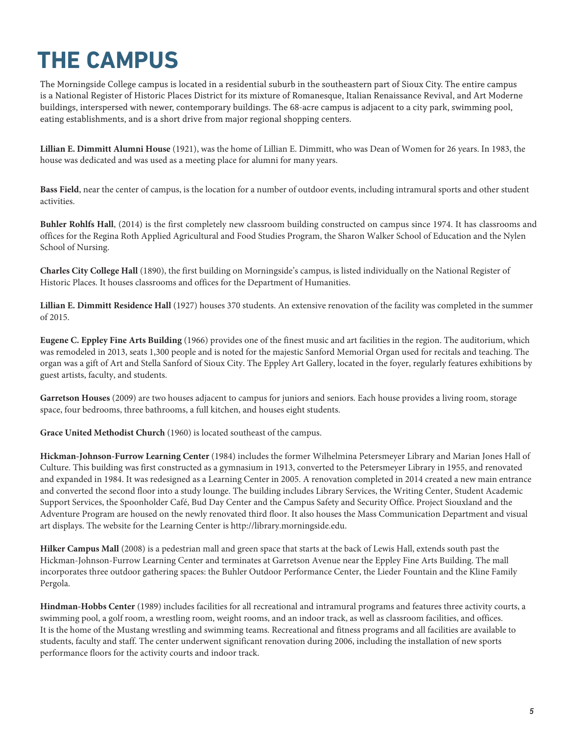# THE CAMPUS

The Morningside College campus is located in a residential suburb in the southeastern part of Sioux City. The entire campus is a National Register of Historic Places District for its mixture of Romanesque, Italian Renaissance Revival, and Art Moderne buildings, interspersed with newer, contemporary buildings. The 68-acre campus is adjacent to a city park, swimming pool, eating establishments, and is a short drive from major regional shopping centers.

**Lillian E. Dimmitt Alumni House** (1921), was the home of Lillian E. Dimmitt, who was Dean of Women for 26 years. In 1983, the house was dedicated and was used as a meeting place for alumni for many years.

**Bass Field**, near the center of campus, is the location for a number of outdoor events, including intramural sports and other student activities.

**Buhler Rohlfs Hall**, (2014) is the first completely new classroom building constructed on campus since 1974. It has classrooms and offices for the Regina Roth Applied Agricultural and Food Studies Program, the Sharon Walker School of Education and the Nylen School of Nursing.

**Charles City College Hall** (1890), the first building on Morningside's campus, is listed individually on the National Register of Historic Places. It houses classrooms and offices for the Department of Humanities.

**Lillian E. Dimmitt Residence Hall** (1927) houses 370 students. An extensive renovation of the facility was completed in the summer of 2015.

**Eugene C. Eppley Fine Arts Building** (1966) provides one of the finest music and art facilities in the region. The auditorium, which was remodeled in 2013, seats 1,300 people and is noted for the majestic Sanford Memorial Organ used for recitals and teaching. The organ was a gift of Art and Stella Sanford of Sioux City. The Eppley Art Gallery, located in the foyer, regularly features exhibitions by guest artists, faculty, and students.

**Garretson Houses** (2009) are two houses adjacent to campus for juniors and seniors. Each house provides a living room, storage space, four bedrooms, three bathrooms, a full kitchen, and houses eight students.

**Grace United Methodist Church** (1960) is located southeast of the campus.

**Hickman-Johnson-Furrow Learning Center** (1984) includes the former Wilhelmina Petersmeyer Library and Marian Jones Hall of Culture. This building was first constructed as a gymnasium in 1913, converted to the Petersmeyer Library in 1955, and renovated and expanded in 1984. It was redesigned as a Learning Center in 2005. A renovation completed in 2014 created a new main entrance and converted the second floor into a study lounge. The building includes Library Services, the Writing Center, Student Academic Support Services, the Spoonholder Café, Bud Day Center and the Campus Safety and Security Office. Project Siouxland and the Adventure Program are housed on the newly renovated third floor. It also houses the Mass Communication Department and visual art displays. The website for the Learning Center is http://library.morningside.edu.

**Hilker Campus Mall** (2008) is a pedestrian mall and green space that starts at the back of Lewis Hall, extends south past the Hickman-Johnson-Furrow Learning Center and terminates at Garretson Avenue near the Eppley Fine Arts Building. The mall incorporates three outdoor gathering spaces: the Buhler Outdoor Performance Center, the Lieder Fountain and the Kline Family Pergola.

**Hindman-Hobbs Center** (1989) includes facilities for all recreational and intramural programs and features three activity courts, a swimming pool, a golf room, a wrestling room, weight rooms, and an indoor track, as well as classroom facilities, and offices. It is the home of the Mustang wrestling and swimming teams. Recreational and fitness programs and all facilities are available to students, faculty and staff. The center underwent significant renovation during 2006, including the installation of new sports performance floors for the activity courts and indoor track.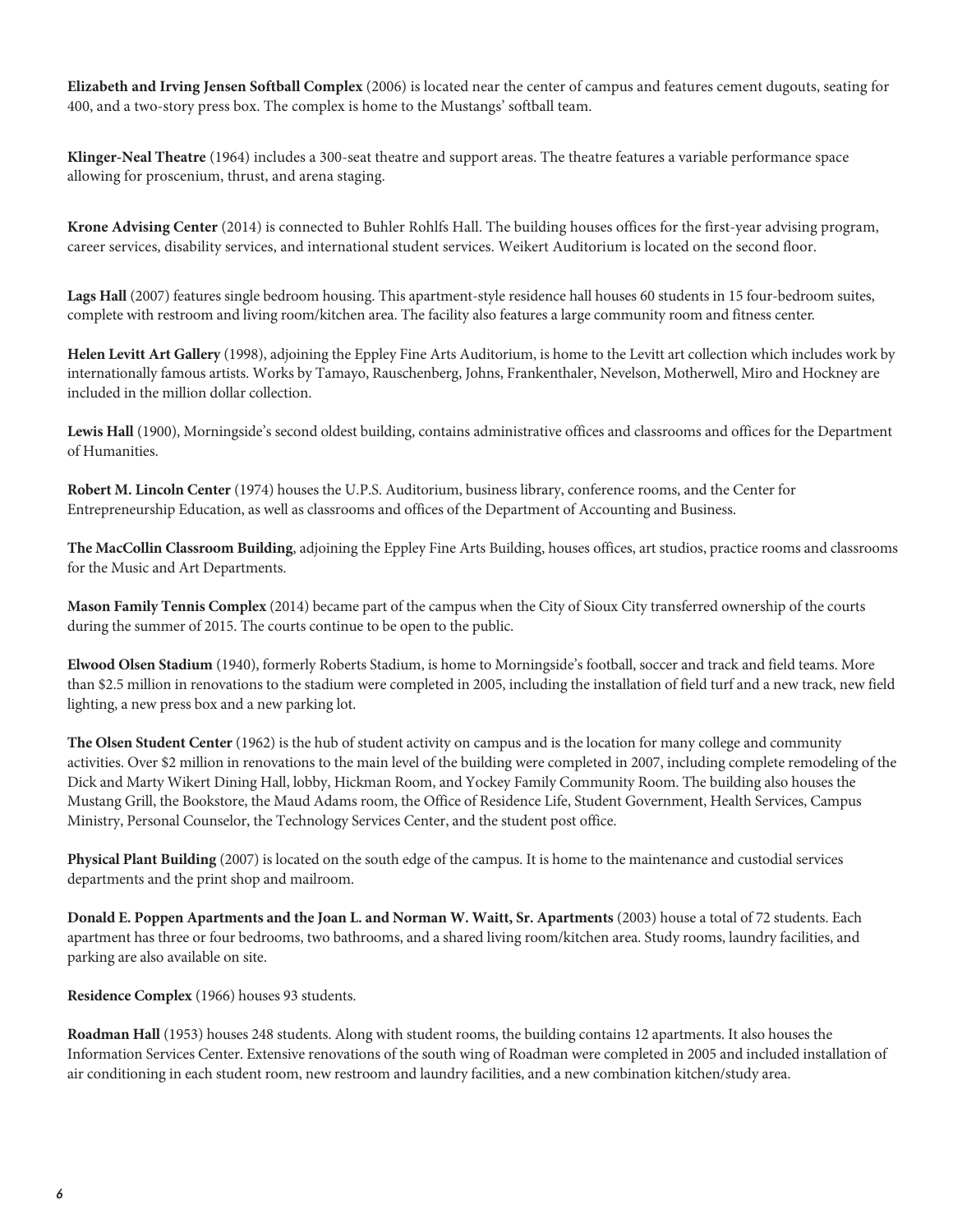**Elizabeth and Irving Jensen Softball Complex** (2006) is located near the center of campus and features cement dugouts, seating for 400, and a two-story press box. The complex is home to the Mustangs' softball team.

**Klinger-Neal Theatre** (1964) includes a 300-seat theatre and support areas. The theatre features a variable performance space allowing for proscenium, thrust, and arena staging.

**Krone Advising Center** (2014) is connected to Buhler Rohlfs Hall. The building houses offices for the first-year advising program, career services, disability services, and international student services. Weikert Auditorium is located on the second floor.

**Lags Hall** (2007) features single bedroom housing. This apartment-style residence hall houses 60 students in 15 four-bedroom suites, complete with restroom and living room/kitchen area. The facility also features a large community room and fitness center.

**Helen Levitt Art Gallery** (1998), adjoining the Eppley Fine Arts Auditorium, is home to the Levitt art collection which includes work by internationally famous artists. Works by Tamayo, Rauschenberg, Johns, Frankenthaler, Nevelson, Motherwell, Miro and Hockney are included in the million dollar collection.

**Lewis Hall** (1900), Morningside's second oldest building, contains administrative offices and classrooms and offices for the Department of Humanities.

**Robert M. Lincoln Center** (1974) houses the U.P.S. Auditorium, business library, conference rooms, and the Center for Entrepreneurship Education, as well as classrooms and offices of the Department of Accounting and Business.

**The MacCollin Classroom Building**, adjoining the Eppley Fine Arts Building, houses offices, art studios, practice rooms and classrooms for the Music and Art Departments.

**Mason Family Tennis Complex** (2014) became part of the campus when the City of Sioux City transferred ownership of the courts during the summer of 2015. The courts continue to be open to the public.

**Elwood Olsen Stadium** (1940), formerly Roberts Stadium, is home to Morningside's football, soccer and track and field teams. More than $2.5 million in renovations to the stadium were completed in 2005, including the installation of field turf and a new track, new field lighting, a new press box and a new parking lot.

**The Olsen Student Center** (1962) is the hub of student activity on campus and is the location for many college and community activities. Over $2 million in renovations to the main level of the building were completed in 2007, including complete remodeling of the Dick and Marty Wikert Dining Hall, lobby, Hickman Room, and Yockey Family Community Room. The building also houses the Mustang Grill, the Bookstore, the Maud Adams room, the Office of Residence Life, Student Government, Health Services, Campus Ministry, Personal Counselor, the Technology Services Center, and the student post office.

**Physical Plant Building** (2007) is located on the south edge of the campus. It is home to the maintenance and custodial services departments and the print shop and mailroom.

**Donald E. Poppen Apartments and the Joan L. and Norman W. Waitt, Sr. Apartments** (2003) house a total of 72 students. Each apartment has three or four bedrooms, two bathrooms, and a shared living room/kitchen area. Study rooms, laundry facilities, and parking are also available on site.

**Residence Complex** (1966) houses 93 students.

**Roadman Hall** (1953) houses 248 students. Along with student rooms, the building contains 12 apartments. It also houses the Information Services Center. Extensive renovations of the south wing of Roadman were completed in 2005 and included installation of air conditioning in each student room, new restroom and laundry facilities, and a new combination kitchen/study area.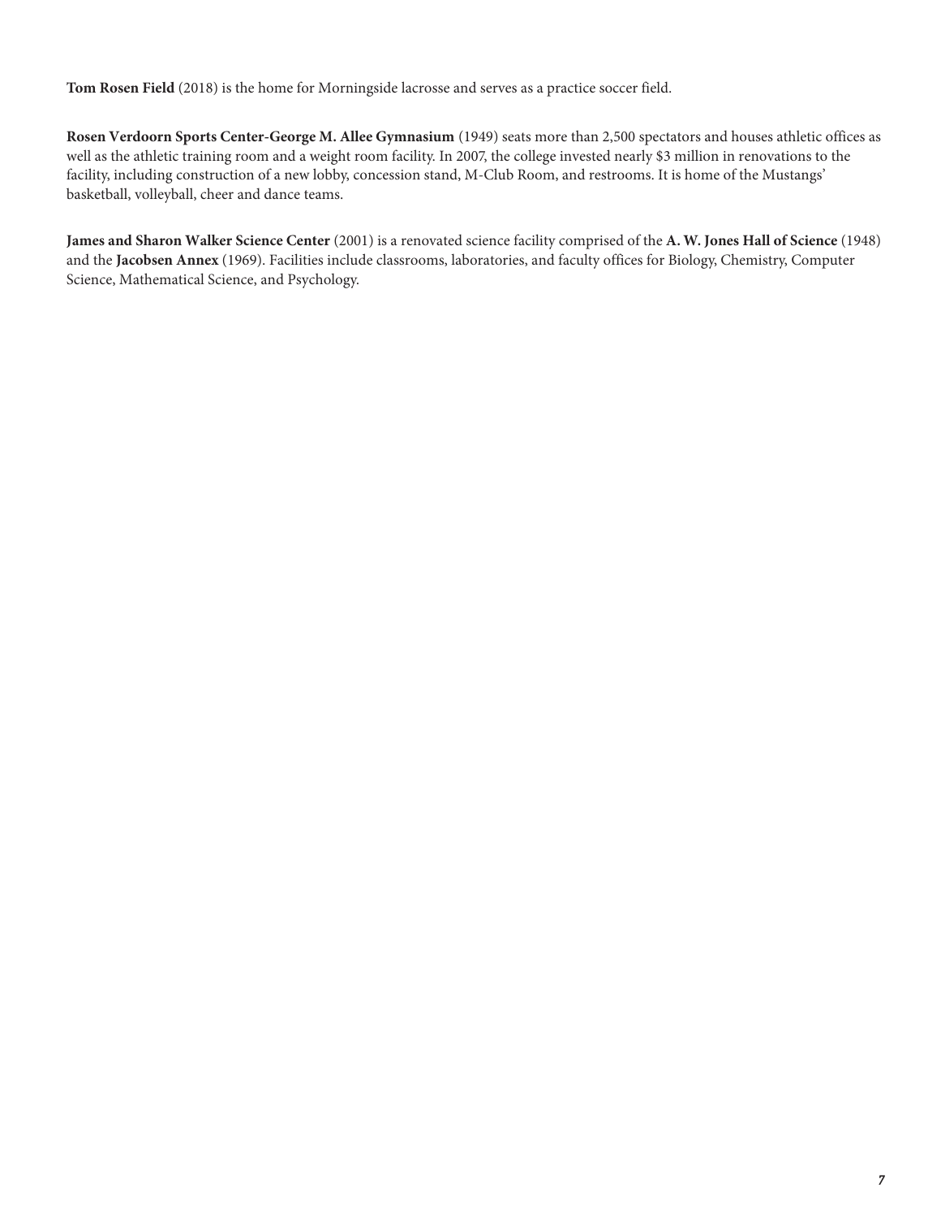**Tom Rosen Field** (2018) is the home for Morningside lacrosse and serves as a practice soccer field.

**Rosen Verdoorn Sports Center-George M. Allee Gymnasium** (1949) seats more than 2,500 spectators and houses athletic offices as well as the athletic training room and a weight room facility. In 2007, the college invested nearly $3 million in renovations to the facility, including construction of a new lobby, concession stand, M-Club Room, and restrooms. It is home of the Mustangs' basketball, volleyball, cheer and dance teams.

**James and Sharon Walker Science Center** (2001) is a renovated science facility comprised of the **A. W. Jones Hall of Science** (1948) and the **Jacobsen Annex** (1969). Facilities include classrooms, laboratories, and faculty offices for Biology, Chemistry, Computer Science, Mathematical Science, and Psychology.